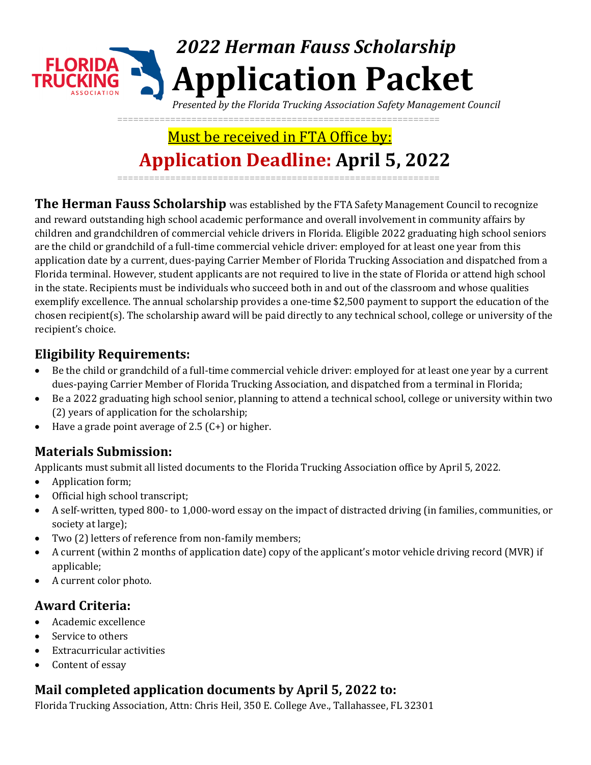FLORIDA TRUCKING ASSOCIATION

# *2022 Herman Fauss Scholarship*
# Application Packet

*Presented by the Florida Trucking Association Safety Management Council*

Must be received in FTA Office by:

## Application Deadline: April 5, 2022

**The Herman Fauss Scholarship** was established by the FTA Safety Management Council to recognize and reward outstanding high school academic performance and overall involvement in community affairs by children and grandchildren of commercial vehicle drivers in Florida. Eligible 2022 graduating high school seniors are the child or grandchild of a full-time commercial vehicle driver: employed for at least one year from this application date by a current, dues-paying Carrier Member of Florida Trucking Association and dispatched from a Florida terminal. However, student applicants are not required to live in the state of Florida or attend high school in the state. Recipients must be individuals who succeed both in and out of the classroom and whose qualities exemplify excellence. The annual scholarship provides a one-time $2,500 payment to support the education of the chosen recipient(s). The scholarship award will be paid directly to any technical school, college or university of the recipient's choice.

### Eligibility Requirements:

- Be the child or grandchild of a full-time commercial vehicle driver: employed for at least one year by a current dues-paying Carrier Member of Florida Trucking Association, and dispatched from a terminal in Florida;
- Be a 2022 graduating high school senior, planning to attend a technical school, college or university within two (2) years of application for the scholarship;
- Have a grade point average of 2.5 (C+) or higher.

### Materials Submission:

Applicants must submit all listed documents to the Florida Trucking Association office by April 5, 2022.

- Application form;
- Official high school transcript;
- A self-written, typed 800- to 1,000-word essay on the impact of distracted driving (in families, communities, or society at large);
- Two (2) letters of reference from non-family members;
- A current (within 2 months of application date) copy of the applicant's motor vehicle driving record (MVR) if applicable;
- A current color photo.

### Award Criteria:

- Academic excellence
- Service to others
- Extracurricular activities
- Content of essay

### Mail completed application documents by April 5, 2022 to:

Florida Trucking Association, Attn: Chris Heil, 350 E. College Ave., Tallahassee, FL 32301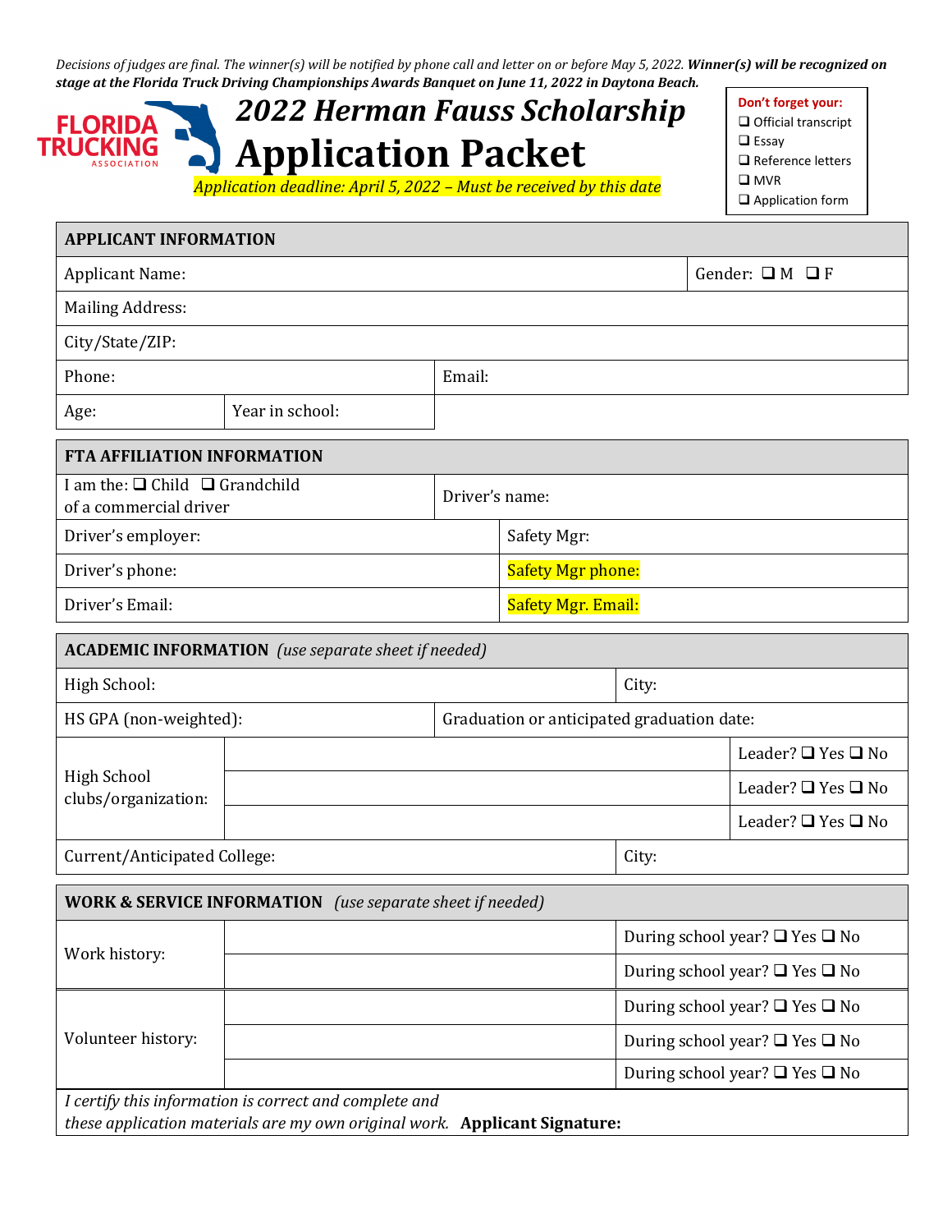*Decisions of judges are final. The winner(s) will be notified by phone call and letter on or before May 5, 2022.* ***Winner(s) will be recognized on stage at the Florida Truck Driving Championships Awards Banquet on June 11, 2022 in Daytona Beach.***

FLORIDA TRUCKING ASSOCIATION

# *2022 Herman Fauss Scholarship*
# Application Packet

*Application deadline: April 5, 2022 – Must be received by this date*

**Don't forget your:**
- ❑ Official transcript
- ❑ Essay
- ❑ Reference letters
- ❑ MVR
- ❑ Application form

| | | |
|---|---|---|
| **APPLICANT INFORMATION** | | |
| Applicant Name: | | Gender: ❑ M ❑ F |
| Mailing Address: | | |
| City/State/ZIP: | | |
| Phone: | | Email: |
| Age: | Year in school: | |

| | |
|---|---|
| **FTA AFFILIATION INFORMATION** | |
| I am the: ❑ Child ❑ Grandchild of a commercial driver | Driver's name: |
| Driver's employer: | Safety Mgr: |
| Driver's phone: | Safety Mgr phone: |
| Driver's Email: | Safety Mgr. Email: |

| | | |
|---|---|---|
| **ACADEMIC INFORMATION** *(use separate sheet if needed)* | | |
| High School: | | City: |
| HS GPA (non-weighted): | Graduation or anticipated graduation date: | |
| High School clubs/organization: | | Leader? ❑ Yes ❑ No |
| | | Leader? ❑ Yes ❑ No |
| | | Leader? ❑ Yes ❑ No |
| Current/Anticipated College: | | City: |

| | | |
|---|---|---|
| **WORK & SERVICE INFORMATION** *(use separate sheet if needed)* | | |
| Work history: | | During school year? ❑ Yes ❑ No |
| | | During school year? ❑ Yes ❑ No |
| Volunteer history: | | During school year? ❑ Yes ❑ No |
| | | During school year? ❑ Yes ❑ No |
| | | During school year? ❑ Yes ❑ No |

*I certify this information is correct and complete and these application materials are my own original work.* **Applicant Signature:**